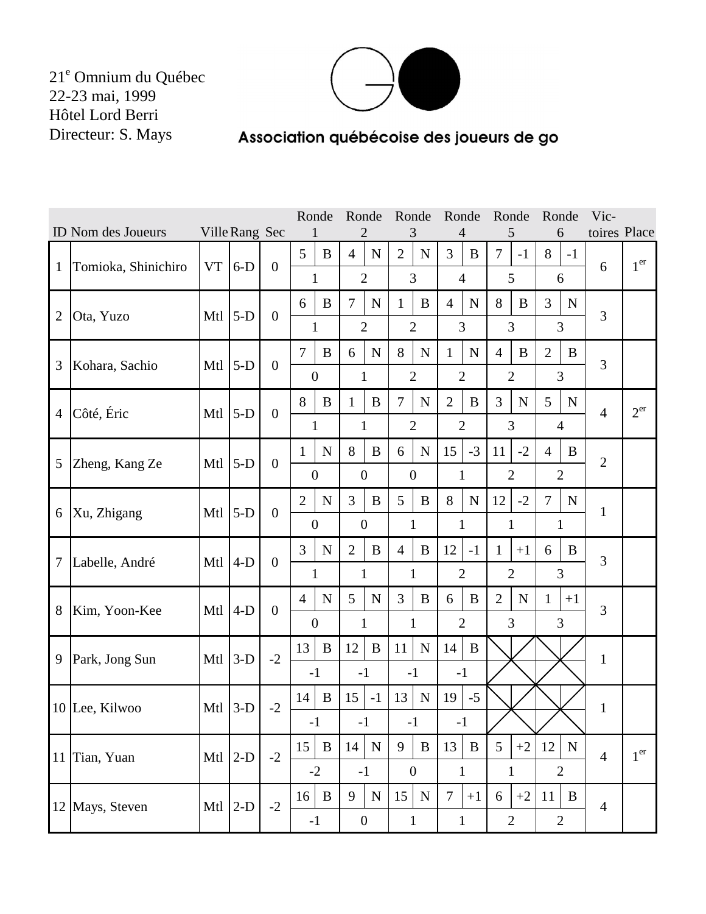21e Omnium du Québec
22-23 mai, 1999
Hôtel Lord Berri
Directeur: S. Mays

Association québécoise des joueurs de go

| ID | Nom des Joueurs | Ville | Rang | Sec | Ronde 1 | | Ronde 2 | | Ronde 3 | | Ronde 4 | | Ronde 5 | | Ronde 6 | | Victoires | Place |
|---|---|---|---|---|---|---|---|---|---|---|---|---|---|---|---|---|---|---|
| 1 | Tomioka, Shinichiro | VT | 6-D | 0 | 5 | B | 4 | N | 2 | N | 3 | B | 7 | -1 | 8 | -1 | 6 | 1er |
| | | | | | 1 | | 2 | | 3 | | 4 | | 5 | | 6 | | | |
| 2 | Ota, Yuzo | Mtl | 5-D | 0 | 6 | B | 7 | N | 1 | B | 4 | N | 8 | B | 3 | N | 3 | |
| | | | | | 1 | | 2 | | 2 | | 3 | | 3 | | 3 | | | |
| 3 | Kohara, Sachio | Mtl | 5-D | 0 | 7 | B | 6 | N | 8 | N | 1 | N | 4 | B | 2 | B | 3 | |
| | | | | | 0 | | 1 | | 2 | | 2 | | 2 | | 3 | | | |
| 4 | Côté, Éric | Mtl | 5-D | 0 | 8 | B | 1 | B | 7 | N | 2 | B | 3 | N | 5 | N | 4 | 2er |
| | | | | | 1 | | 1 | | 2 | | 2 | | 3 | | 4 | | | |
| 5 | Zheng, Kang Ze | Mtl | 5-D | 0 | 1 | N | 8 | B | 6 | N | 15 | -3 | 11 | -2 | 4 | B | 2 | |
| | | | | | 0 | | 0 | | 0 | | 1 | | 2 | | 2 | | | |
| 6 | Xu, Zhigang | Mtl | 5-D | 0 | 2 | N | 3 | B | 5 | B | 8 | N | 12 | -2 | 7 | N | 1 | |
| | | | | | 0 | | 0 | | 1 | | 1 | | 1 | | 1 | | | |
| 7 | Labelle, André | Mtl | 4-D | 0 | 3 | N | 2 | B | 4 | B | 12 | -1 | 1 | +1 | 6 | B | 3 | |
| | | | | | 1 | | 1 | | 1 | | 2 | | 2 | | 3 | | | |
| 8 | Kim, Yoon-Kee | Mtl | 4-D | 0 | 4 | N | 5 | N | 3 | B | 6 | B | 2 | N | 1 | +1 | 3 | |
| | | | | | 0 | | 1 | | 1 | | 2 | | 3 | | 3 | | | |
| 9 | Park, Jong Sun | Mtl | 3-D | -2 | 13 | B | 12 | B | 11 | N | 14 | B | X | | X | | 1 | |
| | | | | | -1 | | -1 | | -1 | | -1 | | X | | X | | | |
| 10 | Lee, Kilwoo | Mtl | 3-D | -2 | 14 | B | 15 | -1 | 13 | N | 19 | -5 | X | | X | | 1 | |
| | | | | | -1 | | -1 | | -1 | | -1 | | X | | X | | | |
| 11 | Tian, Yuan | Mtl | 2-D | -2 | 15 | B | 14 | N | 9 | B | 13 | B | 5 | +2 | 12 | N | 4 | 1er |
| | | | | | -2 | | -1 | | 0 | | 1 | | 1 | | 2 | | | |
| 12 | Mays, Steven | Mtl | 2-D | -2 | 16 | B | 9 | N | 15 | N | 7 | +1 | 6 | +2 | 11 | B | 4 | |
| | | | | | -1 | | 0 | | 1 | | 1 | | 2 | | 2 | | | |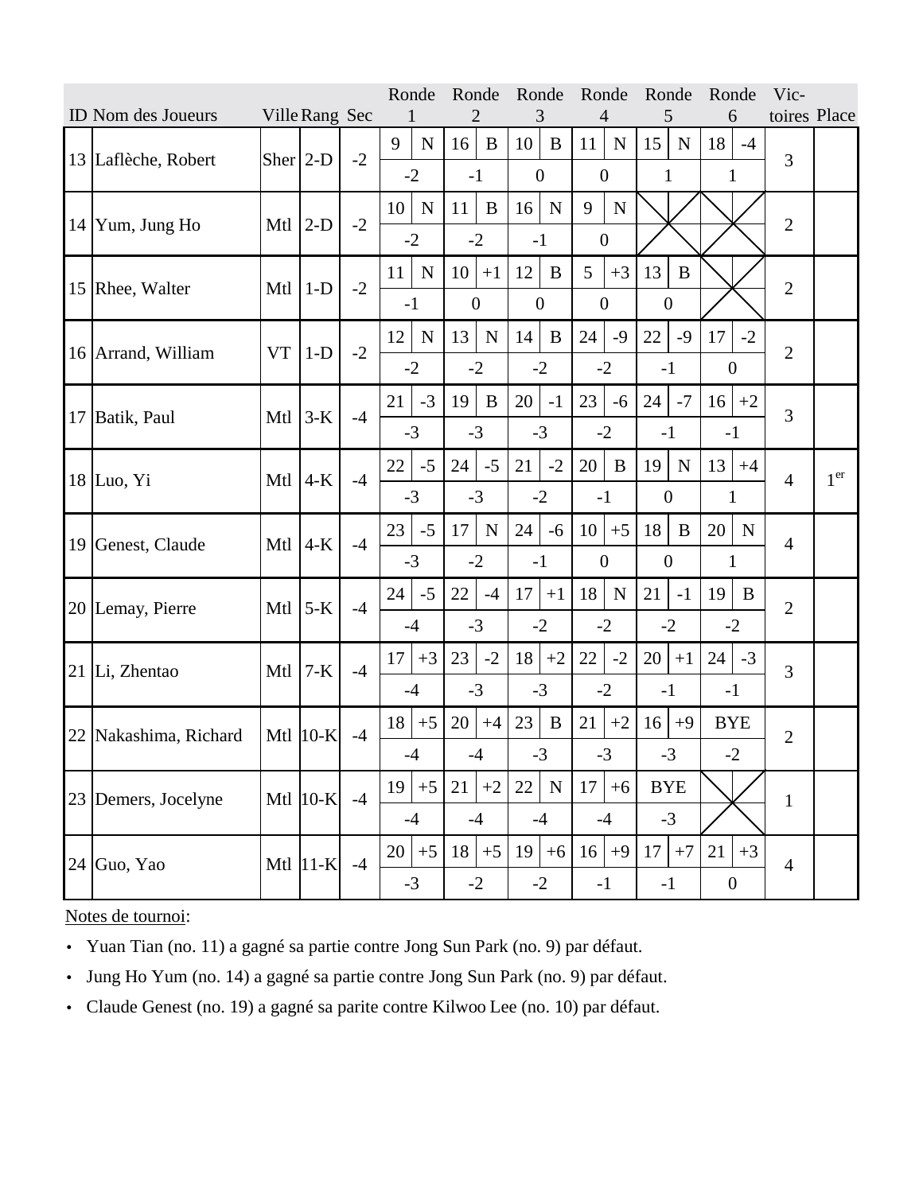| ID | Nom des Joueurs | Ville | Rang | Sec | Ronde 1 | | Ronde 2 | | Ronde 3 | | Ronde 4 | | Ronde 5 | | Ronde 6 | | Vic-toires | Place |
|---|---|---|---|---|---|---|---|---|---|---|---|---|---|---|---|---|---|---|
| 13 | Laflèche, Robert | Sher | 2-D | -2 | 9 | N | 16 | B | 10 | B | 11 | N | 15 | N | 18 | -4 | 3 | |
| | | | | | -2 | | -1 | | 0 | | 0 | | 1 | | 1 | | | |
| 14 | Yum, Jung Ho | Mtl | 2-D | -2 | 10 | N | 11 | B | 16 | N | 9 | N | | | | | 2 | |
| | | | | | -2 | | -2 | | -1 | | 0 | | | | | | | |
| 15 | Rhee, Walter | Mtl | 1-D | -2 | 11 | N | 10 | +1 | 12 | B | 5 | +3 | 13 | B | | | 2 | |
| | | | | | -1 | | 0 | | 0 | | 0 | | 0 | | | | | |
| 16 | Arrand, William | VT | 1-D | -2 | 12 | N | 13 | N | 14 | B | 24 | -9 | 22 | -9 | 17 | -2 | 2 | |
| | | | | | -2 | | -2 | | -2 | | -2 | | -1 | | 0 | | | |
| 17 | Batik, Paul | Mtl | 3-K | -4 | 21 | -3 | 19 | B | 20 | -1 | 23 | -6 | 24 | -7 | 16 | +2 | 3 | |
| | | | | | -3 | | -3 | | -3 | | -2 | | -1 | | -1 | | | |
| 18 | Luo, Yi | Mtl | 4-K | -4 | 22 | -5 | 24 | -5 | 21 | -2 | 20 | B | 19 | N | 13 | +4 | 4 | 1er |
| | | | | | -3 | | -3 | | -2 | | -1 | | 0 | | 1 | | | |
| 19 | Genest, Claude | Mtl | 4-K | -4 | 23 | -5 | 17 | N | 24 | -6 | 10 | +5 | 18 | B | 20 | N | 4 | |
| | | | | | -3 | | -2 | | -1 | | 0 | | 0 | | 1 | | | |
| 20 | Lemay, Pierre | Mtl | 5-K | -4 | 24 | -5 | 22 | -4 | 17 | +1 | 18 | N | 21 | -1 | 19 | B | 2 | |
| | | | | | -4 | | -3 | | -2 | | -2 | | -2 | | -2 | | | |
| 21 | Li, Zhentao | Mtl | 7-K | -4 | 17 | +3 | 23 | -2 | 18 | +2 | 22 | -2 | 20 | +1 | 24 | -3 | 3 | |
| | | | | | -4 | | -3 | | -3 | | -2 | | -1 | | -1 | | | |
| 22 | Nakashima, Richard | Mtl | 10-K | -4 | 18 | +5 | 20 | +4 | 23 | B | 21 | +2 | 16 | +9 | BYE | | 2 | |
| | | | | | -4 | | -4 | | -3 | | -3 | | -3 | | -2 | | | |
| 23 | Demers, Jocelyne | Mtl | 10-K | -4 | 19 | +5 | 21 | +2 | 22 | N | 17 | +6 | BYE | | | | 1 | |
| | | | | | -4 | | -4 | | -4 | | -4 | | -3 | | | | | |
| 24 | Guo, Yao | Mtl | 11-K | -4 | 20 | +5 | 18 | +5 | 19 | +6 | 16 | +9 | 17 | +7 | 21 | +3 | 4 | |
| | | | | | -3 | | -2 | | -2 | | -1 | | -1 | | 0 | | | |

Notes de tournoi:

- Yuan Tian (no. 11) a gagné sa partie contre Jong Sun Park (no. 9) par défaut.
- Jung Ho Yum (no. 14) a gagné sa partie contre Jong Sun Park (no. 9) par défaut.
- Claude Genest (no. 19) a gagné sa parite contre Kilwoo Lee (no. 10) par défaut.